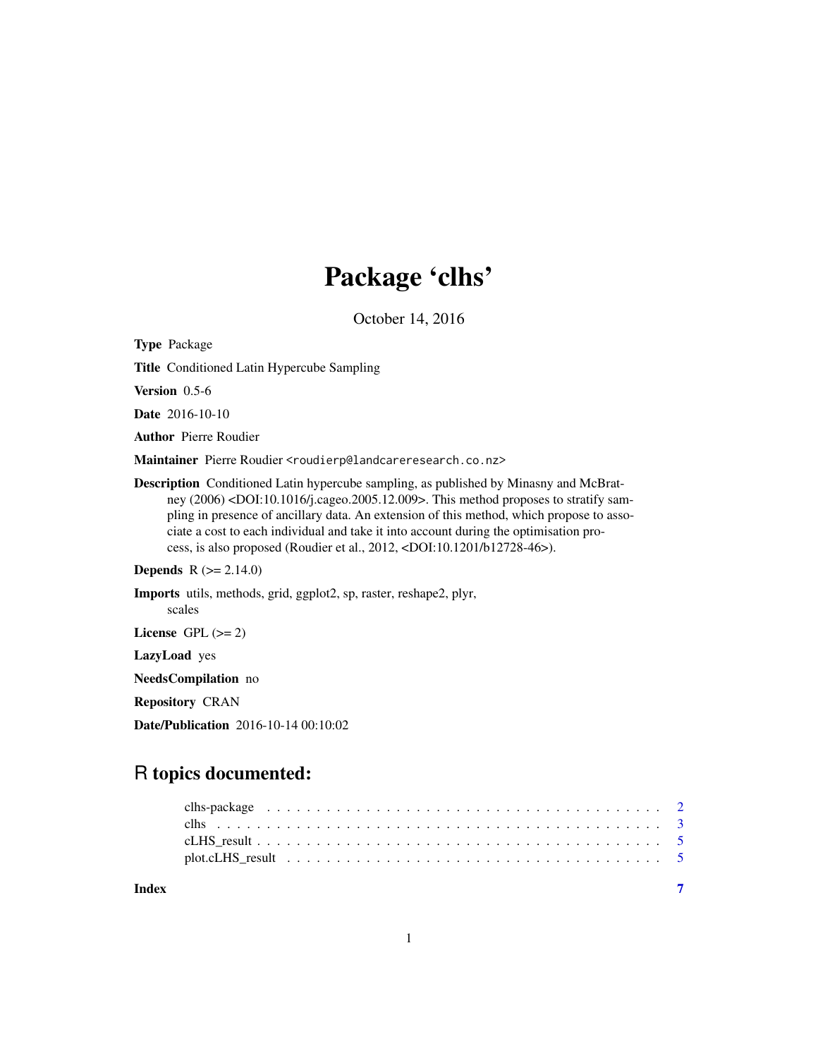# Package 'clhs'

October 14, 2016

**Type** Package

**Title** Conditioned Latin Hypercube Sampling

**Version** 0.5-6

**Date** 2016-10-10

**Author** Pierre Roudier

**Maintainer** Pierre Roudier <roudierp@landcareresearch.co.nz>

**Description** Conditioned Latin hypercube sampling, as published by Minasny and McBratney (2006) <DOI:10.1016/j.cageo.2005.12.009>. This method proposes to stratify sampling in presence of ancillary data. An extension of this method, which propose to associate a cost to each individual and take it into account during the optimisation process, is also proposed (Roudier et al., 2012, <DOI:10.1201/b12728-46>).

**Depends** R (>= 2.14.0)

**Imports** utils, methods, grid, ggplot2, sp, raster, reshape2, plyr, scales

**License** GPL (>= 2)

**LazyLoad** yes

**NeedsCompilation** no

**Repository** CRAN

**Date/Publication** 2016-10-14 00:10:02

## R topics documented:

| | |
|---|---|
| clhs-package | 2 |
| clhs | 3 |
| cLHS_result | 5 |
| plot.cLHS_result | 5 |
| **Index** | **7** |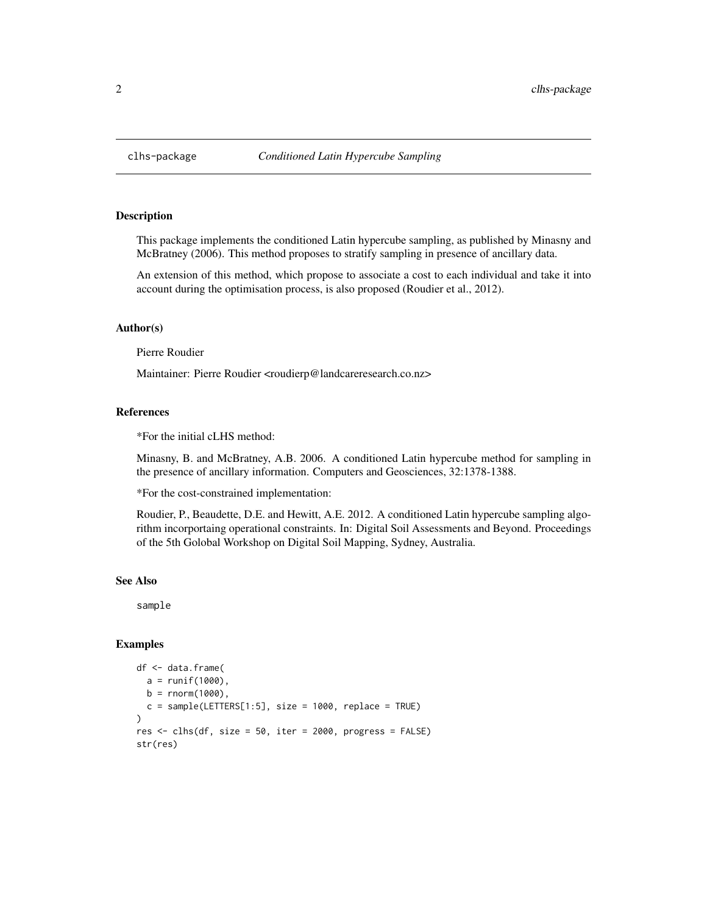# clhs-package — *Conditioned Latin Hypercube Sampling*

## Description

This package implements the conditioned Latin hypercube sampling, as published by Minasny and McBratney (2006). This method proposes to stratify sampling in presence of ancillary data.

An extension of this method, which propose to associate a cost to each individual and take it into account during the optimisation process, is also proposed (Roudier et al., 2012).

## Author(s)

Pierre Roudier

Maintainer: Pierre Roudier <roudierp@landcareresearch.co.nz>

## References

*For the initial cLHS method:

Minasny, B. and McBratney, A.B. 2006. A conditioned Latin hypercube method for sampling in the presence of ancillary information. Computers and Geosciences, 32:1378-1388.

*For the cost-constrained implementation:

Roudier, P., Beaudette, D.E. and Hewitt, A.E. 2012. A conditioned Latin hypercube sampling algorithm incorportaing operational constraints. In: Digital Soil Assessments and Beyond. Proceedings of the 5th Golobal Workshop on Digital Soil Mapping, Sydney, Australia.

## See Also

`sample`

## Examples

```
df <- data.frame(
  a = runif(1000),
  b = rnorm(1000),
  c = sample(LETTERS[1:5], size = 1000, replace = TRUE)
)
res <- clhs(df, size = 50, iter = 2000, progress = FALSE)
str(res)
```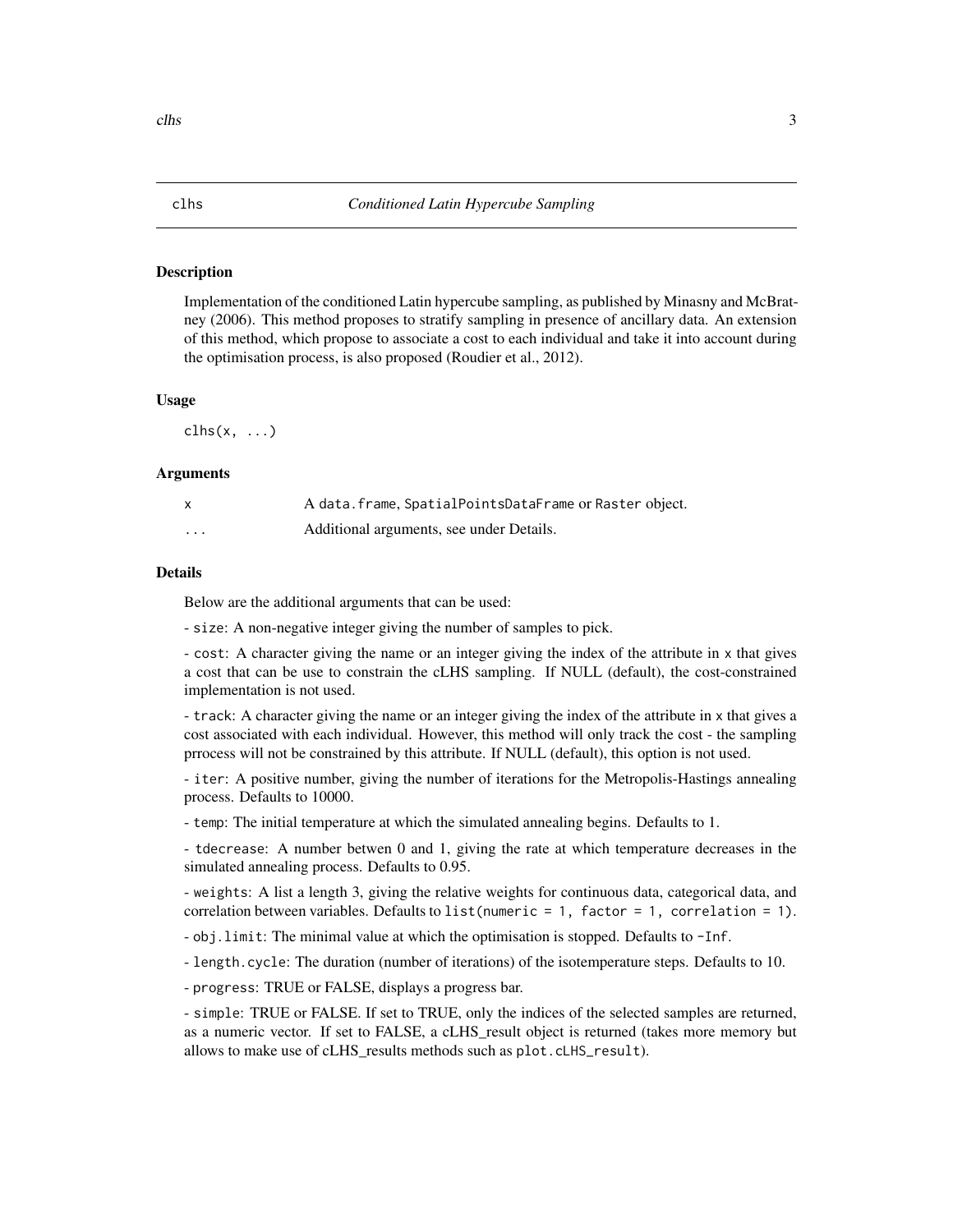# clhs — *Conditioned Latin Hypercube Sampling*

## Description

Implementation of the conditioned Latin hypercube sampling, as published by Minasny and McBratney (2006). This method proposes to stratify sampling in presence of ancillary data. An extension of this method, which propose to associate a cost to each individual and take it into account during the optimisation process, is also proposed (Roudier et al., 2012).

## Usage

```
clhs(x, ...)
```

## Arguments

| | |
|---|---|
| `x` | A `data.frame`, `SpatialPointsDataFrame` or `Raster` object. |
| `...` | Additional arguments, see under Details. |

## Details

Below are the additional arguments that can be used:

- `size`: A non-negative integer giving the number of samples to pick.

- `cost`: A character giving the name or an integer giving the index of the attribute in `x` that gives a cost that can be use to constrain the cLHS sampling. If NULL (default), the cost-constrained implementation is not used.

- `track`: A character giving the name or an integer giving the index of the attribute in `x` that gives a cost associated with each individual. However, this method will only track the cost - the sampling prrocess will not be constrained by this attribute. If NULL (default), this option is not used.

- `iter`: A positive number, giving the number of iterations for the Metropolis-Hastings annealing process. Defaults to 10000.

- `temp`: The initial temperature at which the simulated annealing begins. Defaults to 1.

- `tdecrease`: A number betwen 0 and 1, giving the rate at which temperature decreases in the simulated annealing process. Defaults to 0.95.

- `weights`: A list a length 3, giving the relative weights for continuous data, categorical data, and correlation between variables. Defaults to `list(numeric = 1, factor = 1, correlation = 1)`.

- `obj.limit`: The minimal value at which the optimisation is stopped. Defaults to `-Inf`.

- `length.cycle`: The duration (number of iterations) of the isotemperature steps. Defaults to 10.

- `progress`: TRUE or FALSE, displays a progress bar.

- `simple`: TRUE or FALSE. If set to TRUE, only the indices of the selected samples are returned, as a numeric vector. If set to FALSE, a cLHS_result object is returned (takes more memory but allows to make use of cLHS_results methods such as `plot.cLHS_result`).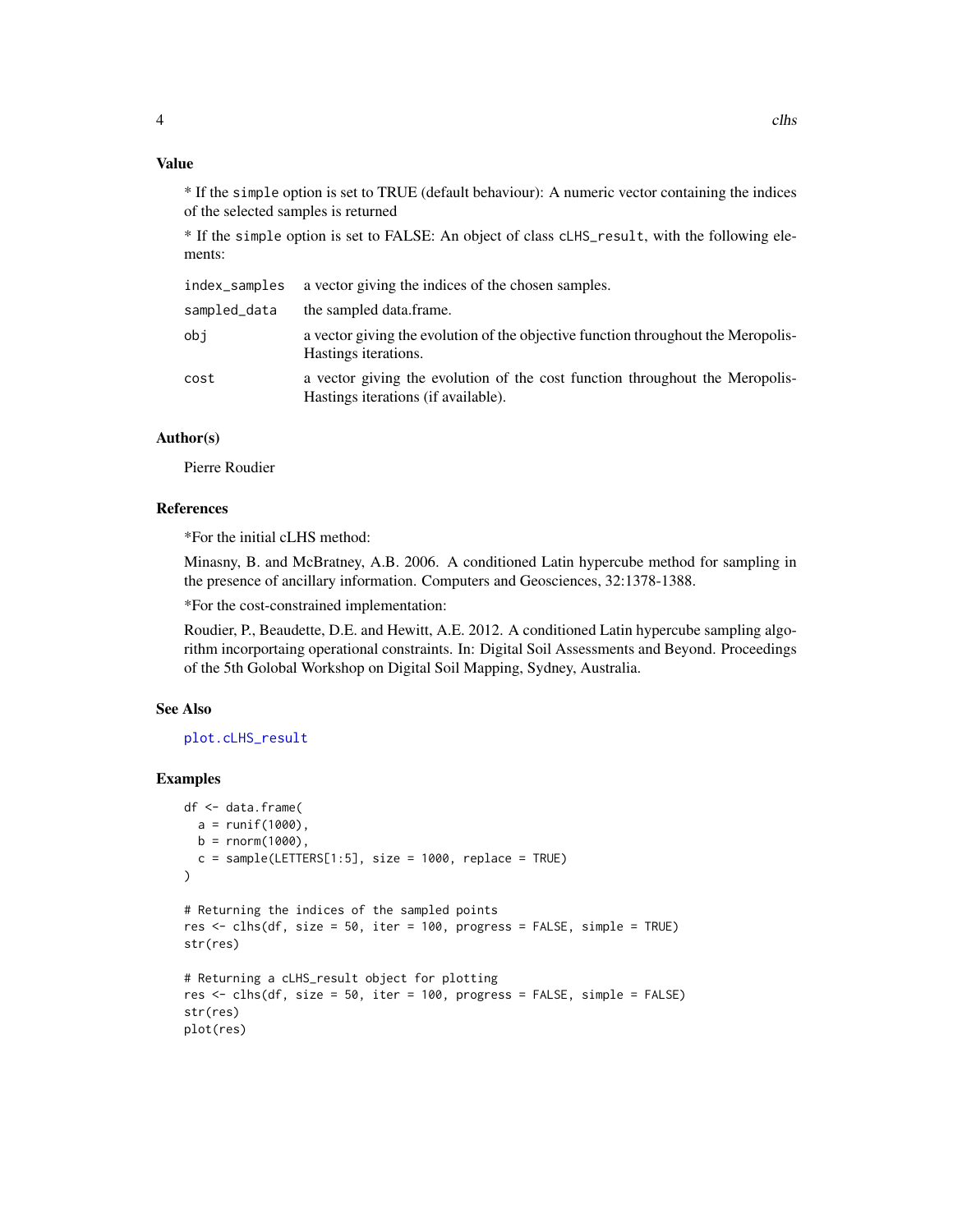## Value

* If the `simple` option is set to TRUE (default behaviour): A numeric vector containing the indices of the selected samples is returned

* If the `simple` option is set to FALSE: An object of class `cLHS_result`, with the following elements:

| | |
|---|---|
| `index_samples` | a vector giving the indices of the chosen samples. |
| `sampled_data` | the sampled data.frame. |
| `obj` | a vector giving the evolution of the objective function throughout the Meropolis-Hastings iterations. |
| `cost` | a vector giving the evolution of the cost function throughout the Meropolis-Hastings iterations (if available). |

## Author(s)

Pierre Roudier

## References

*For the initial cLHS method:

Minasny, B. and McBratney, A.B. 2006. A conditioned Latin hypercube method for sampling in the presence of ancillary information. Computers and Geosciences, 32:1378-1388.

*For the cost-constrained implementation:

Roudier, P., Beaudette, D.E. and Hewitt, A.E. 2012. A conditioned Latin hypercube sampling algorithm incorportaing operational constraints. In: Digital Soil Assessments and Beyond. Proceedings of the 5th Golobal Workshop on Digital Soil Mapping, Sydney, Australia.

## See Also

`plot.cLHS_result`

## Examples

```
df <- data.frame(
  a = runif(1000),
  b = rnorm(1000),
  c = sample(LETTERS[1:5], size = 1000, replace = TRUE)
)

# Returning the indices of the sampled points
res <- clhs(df, size = 50, iter = 100, progress = FALSE, simple = TRUE)
str(res)

# Returning a cLHS_result object for plotting
res <- clhs(df, size = 50, iter = 100, progress = FALSE, simple = FALSE)
str(res)
plot(res)
```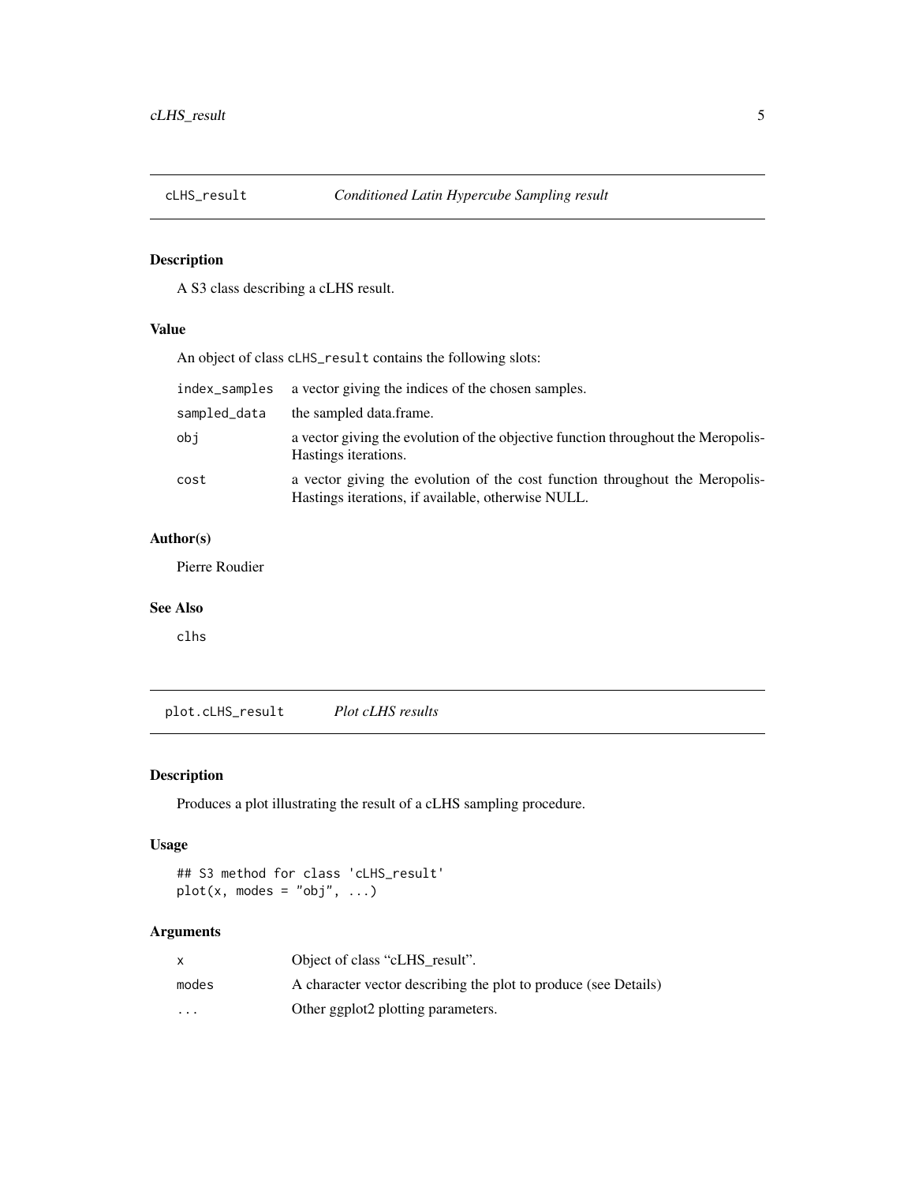# cLHS_result *Conditioned Latin Hypercube Sampling result*

## Description

A S3 class describing a cLHS result.

## Value

An object of class `cLHS_result` contains the following slots:

| | |
|---|---|
| `index_samples` | a vector giving the indices of the chosen samples. |
| `sampled_data` | the sampled data.frame. |
| `obj` | a vector giving the evolution of the objective function throughout the Meropolis-Hastings iterations. |
| `cost` | a vector giving the evolution of the cost function throughout the Meropolis-Hastings iterations, if available, otherwise NULL. |

## Author(s)

Pierre Roudier

## See Also

`clhs`

# plot.cLHS_result *Plot cLHS results*

## Description

Produces a plot illustrating the result of a cLHS sampling procedure.

## Usage

```
## S3 method for class 'cLHS_result'
plot(x, modes = "obj", ...)
```

## Arguments

| | |
|---|---|
| `x` | Object of class "cLHS_result". |
| `modes` | A character vector describing the plot to produce (see Details) |
| `...` | Other ggplot2 plotting parameters. |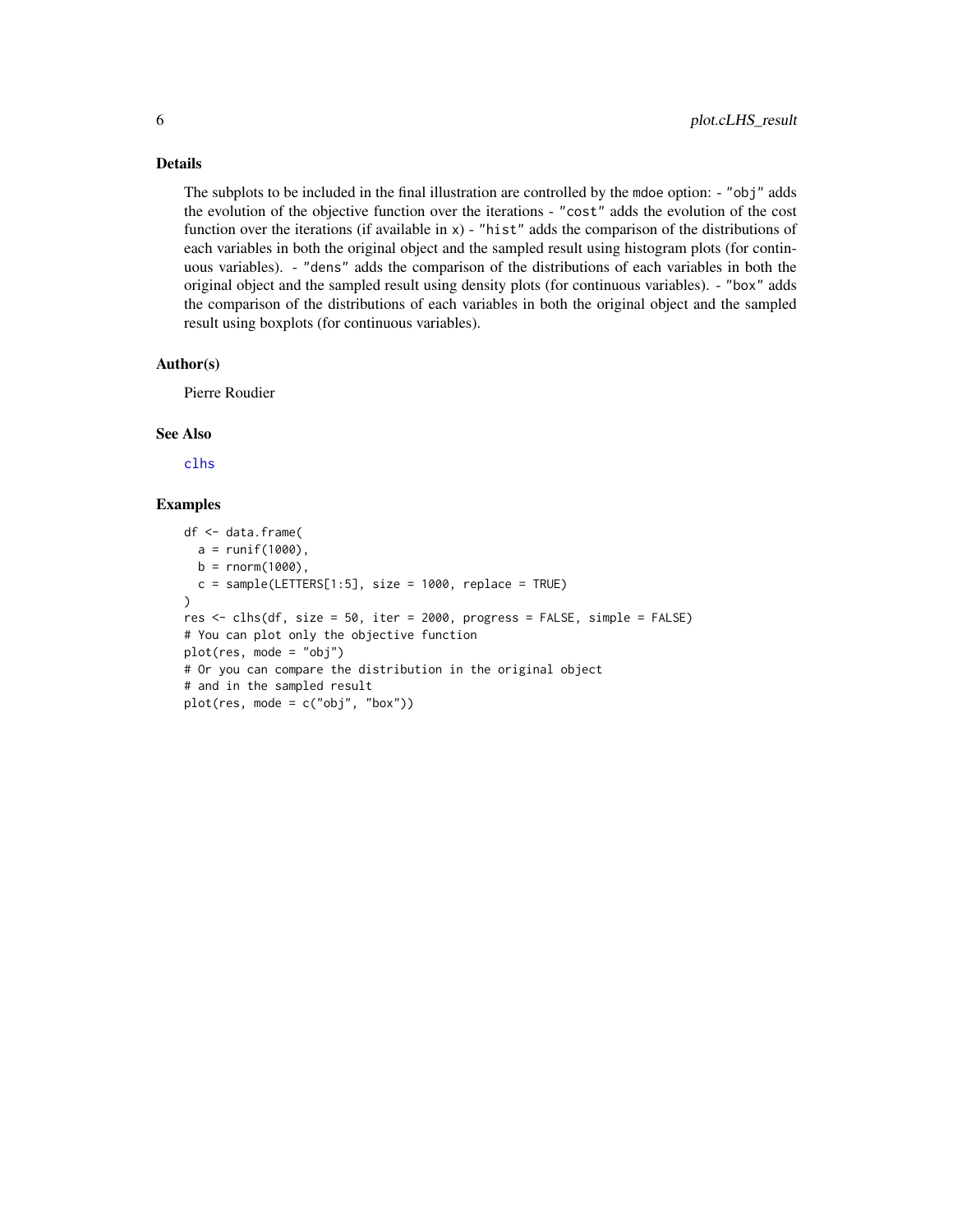### Details

The subplots to be included in the final illustration are controlled by the `mdoe` option: - `"obj"` adds the evolution of the objective function over the iterations - `"cost"` adds the evolution of the cost function over the iterations (if available in `x`) - `"hist"` adds the comparison of the distributions of each variables in both the original object and the sampled result using histogram plots (for continuous variables). - `"dens"` adds the comparison of the distributions of each variables in both the original object and the sampled result using density plots (for continuous variables). - `"box"` adds the comparison of the distributions of each variables in both the original object and the sampled result using boxplots (for continuous variables).

### Author(s)

Pierre Roudier

### See Also

clhs

### Examples

```
df <- data.frame(
  a = runif(1000),
  b = rnorm(1000),
  c = sample(LETTERS[1:5], size = 1000, replace = TRUE)
)
res <- clhs(df, size = 50, iter = 2000, progress = FALSE, simple = FALSE)
# You can plot only the objective function
plot(res, mode = "obj")
# Or you can compare the distribution in the original object
# and in the sampled result
plot(res, mode = c("obj", "box"))
```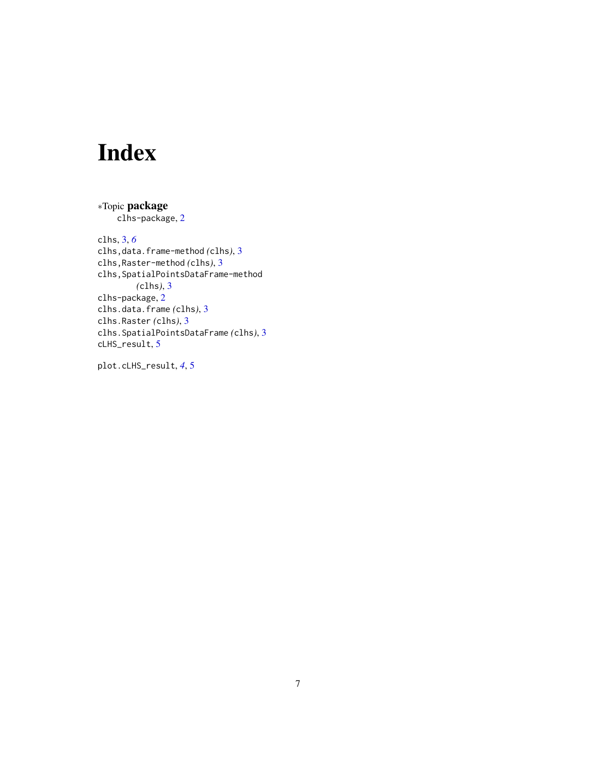# Index

∗Topic **package**
  clhs-package, 2

clhs, 3, *6*
clhs,data.frame-method *(*clhs*)*, 3
clhs,Raster-method *(*clhs*)*, 3
clhs,SpatialPointsDataFrame-method
    *(*clhs*)*, 3
clhs-package, 2
clhs.data.frame *(*clhs*)*, 3
clhs.Raster *(*clhs*)*, 3
clhs.SpatialPointsDataFrame *(*clhs*)*, 3
cLHS_result, 5

plot.cLHS_result, *4*, 5